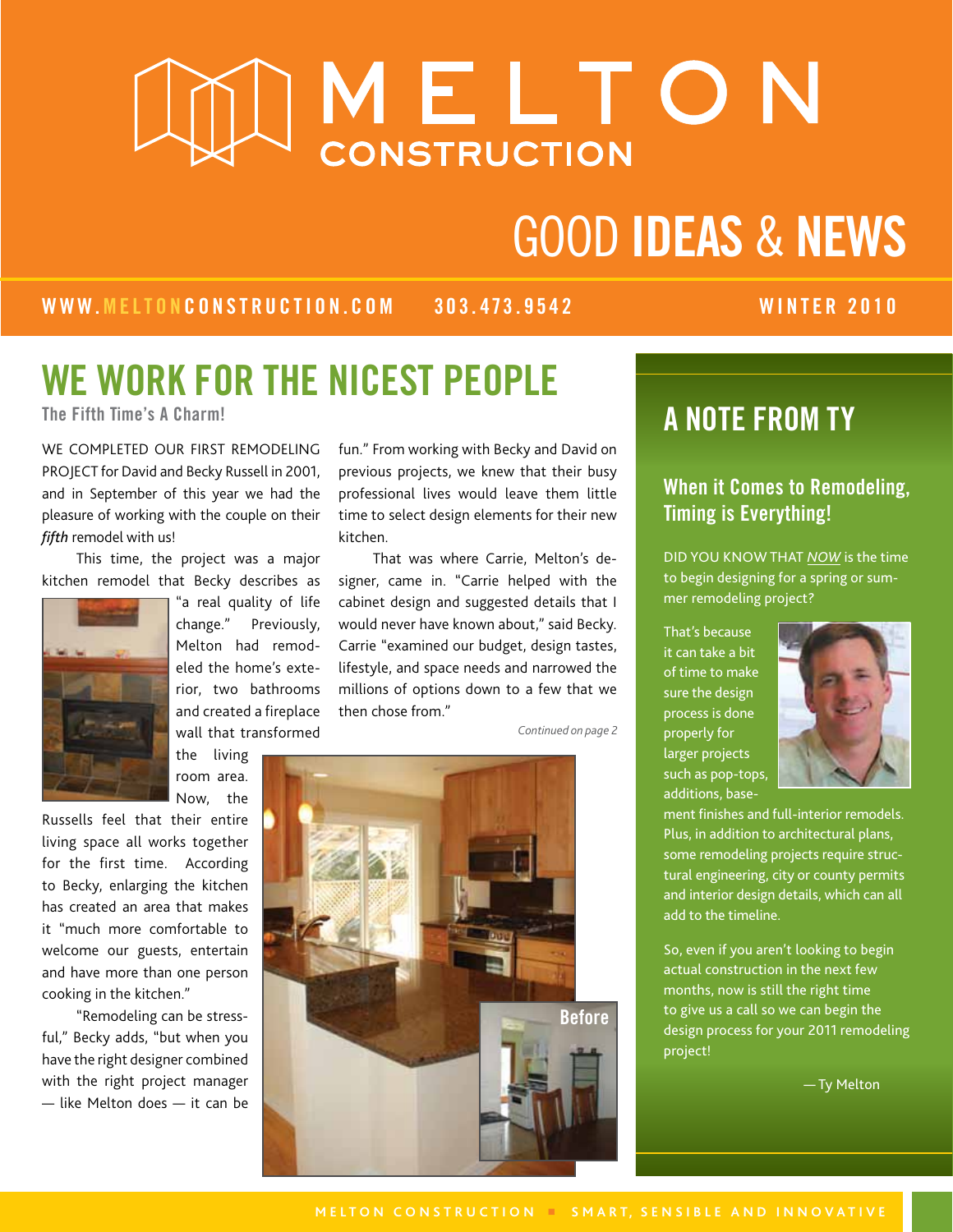# MELTON CONSTRUCTION

## GOOD IDEAS & NEWS

WWW.MELTONCONSTRUCTION.COM 303.473.9542 WINTER 2010

## WE WORK FOR THE NICEST PEOPLE

### The Fifth Time's A Charm!

WE COMPLETED OUR FIRST REMODELING PROJECT for David and Becky Russell in 2001, and in September of this year we had the pleasure of working with the couple on their *fifth* remodel with us!

This time, the project was a major kitchen remodel that Becky describes as "a real quality of life change." Previously, Melton had remodeled the home's exterior, two bathrooms and created a fireplace wall that transformed the living room area. Now, the Russells feel that their entire living space all works together for the first time. According to Becky, enlarging the kitchen has created an area that makes it "much more comfortable to welcome our guests, entertain and have more than one person cooking in the kitchen."

"Remodeling can be stressful," Becky adds, "but when you have the right designer combined with the right project manager — like Melton does — it can be fun." From working with Becky and David on previous projects, we knew that their busy professional lives would leave them little time to select design elements for their new kitchen.

That was where Carrie, Melton's designer, came in. "Carrie helped with the cabinet design and suggested details that I would never have known about," said Becky. Carrie "examined our budget, design tastes, lifestyle, and space needs and narrowed the millions of options down to a few that we then chose from."

*Continued on page 2*

Before

## A NOTE FROM TY

### When it Comes to Remodeling, Timing is Everything!

DID YOU KNOW THAT *NOW* is the time to begin designing for a spring or summer remodeling project?

That's because it can take a bit of time to make sure the design process is done properly for larger projects such as pop-tops, additions, basement finishes and full-interior remodels. Plus, in addition to architectural plans, some remodeling projects require structural engineering, city or county permits and interior design details, which can all add to the timeline.

So, even if you aren't looking to begin actual construction in the next few months, now is still the right time to give us a call so we can begin the design process for your 2011 remodeling project!

— Ty Melton

MELTON CONSTRUCTION ■ SMART, SENSIBLE AND INNOVATIVE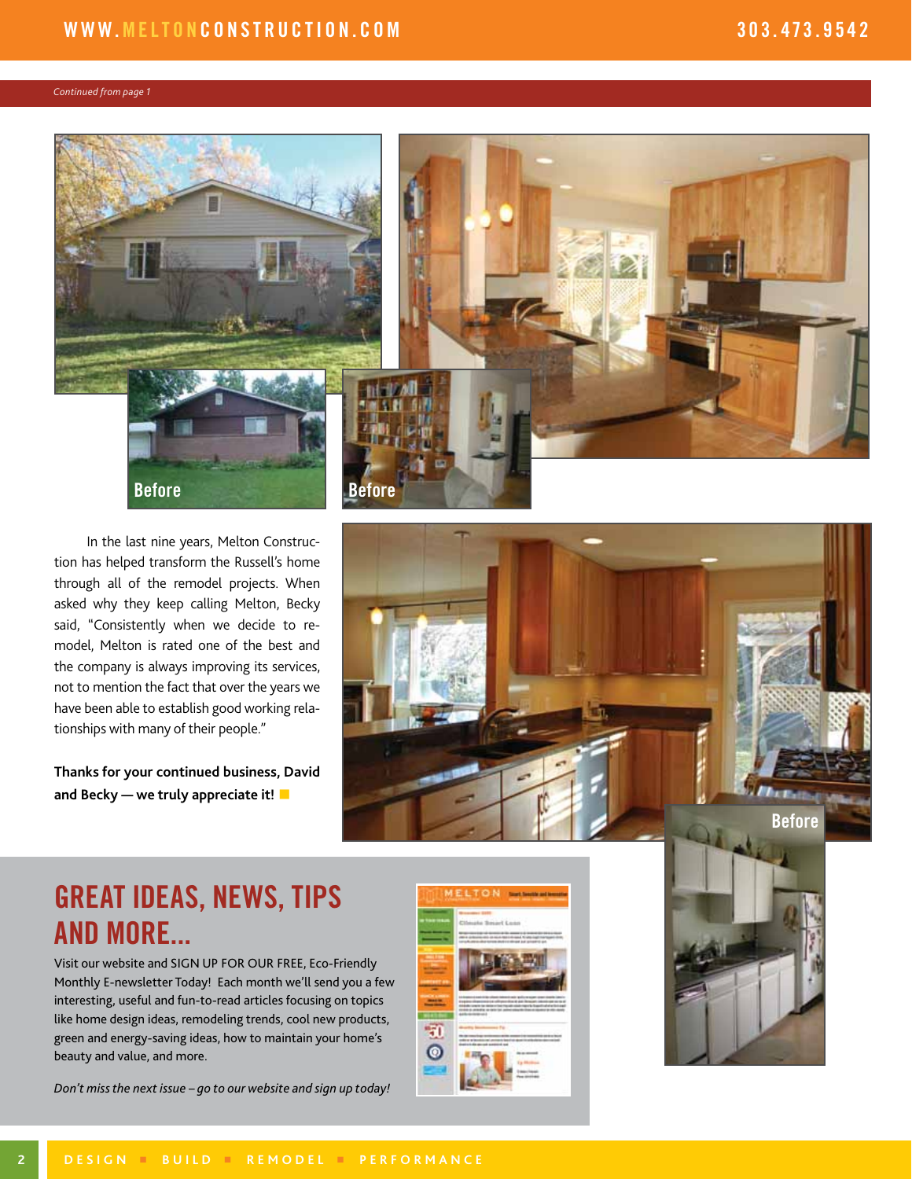*Continued from page 1*

Before

Before

Before

In the last nine years, Melton Construction has helped transform the Russell's home through all of the remodel projects. When asked why they keep calling Melton, Becky said, "Consistently when we decide to remodel, Melton is rated one of the best and the company is always improving its services, not to mention the fact that over the years we have been able to establish good working relationships with many of their people."

**Thanks for your continued business, David and Becky — we truly appreciate it!**

## GREAT IDEAS, NEWS, TIPS AND MORE...

Visit our website and SIGN UP FOR OUR FREE, Eco-Friendly Monthly E-newsletter Today! Each month we'll send you a few interesting, useful and fun-to-read articles focusing on topics like home design ideas, remodeling trends, cool new products, green and energy-saving ideas, how to maintain your home's beauty and value, and more.

*Don't miss the next issue – go to our website and sign up today!*

DESIGN ■ BUILD ■ REMODEL ■ PERFORMANCE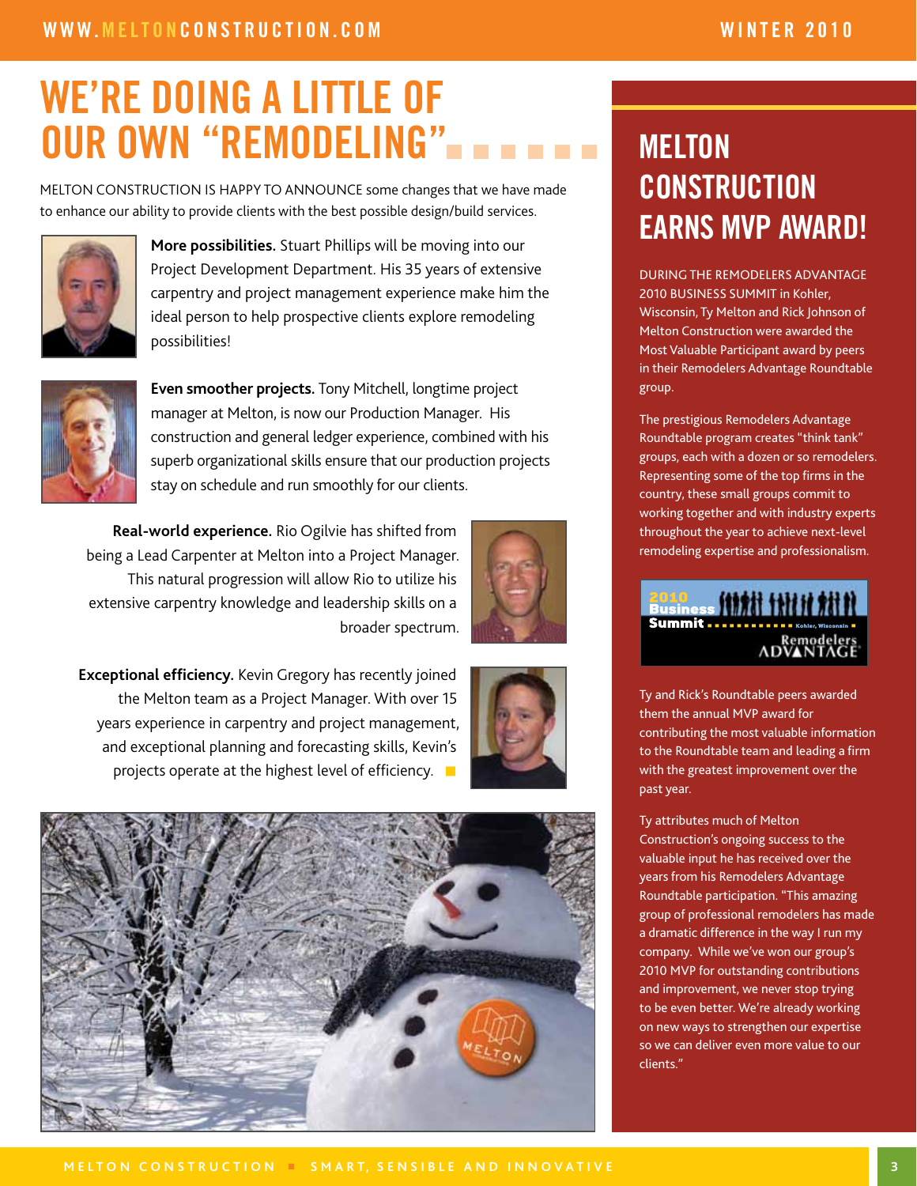# WE'RE DOING A LITTLE OF OUR OWN "REMODELING"

MELTON CONSTRUCTION IS HAPPY TO ANNOUNCE some changes that we have made to enhance our ability to provide clients with the best possible design/build services.

**More possibilities.** Stuart Phillips will be moving into our Project Development Department. His 35 years of extensive carpentry and project management experience make him the ideal person to help prospective clients explore remodeling possibilities!

**Even smoother projects.** Tony Mitchell, longtime project manager at Melton, is now our Production Manager. His construction and general ledger experience, combined with his superb organizational skills ensure that our production projects stay on schedule and run smoothly for our clients.

**Real-world experience.** Rio Ogilvie has shifted from being a Lead Carpenter at Melton into a Project Manager. This natural progression will allow Rio to utilize his extensive carpentry knowledge and leadership skills on a broader spectrum.

**Exceptional efficiency.** Kevin Gregory has recently joined the Melton team as a Project Manager. With over 15 years experience in carpentry and project management, and exceptional planning and forecasting skills, Kevin's projects operate at the highest level of efficiency.

# MELTON CONSTRUCTION EARNS MVP AWARD!

DURING THE REMODELERS ADVANTAGE 2010 BUSINESS SUMMIT in Kohler, Wisconsin, Ty Melton and Rick Johnson of Melton Construction were awarded the Most Valuable Participant award by peers in their Remodelers Advantage Roundtable group.

The prestigious Remodelers Advantage Roundtable program creates "think tank" groups, each with a dozen or so remodelers. Representing some of the top firms in the country, these small groups commit to working together and with industry experts throughout the year to achieve next-level remodeling expertise and professionalism.

Ty and Rick's Roundtable peers awarded them the annual MVP award for contributing the most valuable information to the Roundtable team and leading a firm with the greatest improvement over the past year.

Ty attributes much of Melton Construction's ongoing success to the valuable input he has received over the years from his Remodelers Advantage Roundtable participation. "This amazing group of professional remodelers has made a dramatic difference in the way I run my company. While we've won our group's 2010 MVP for outstanding contributions and improvement, we never stop trying to be even better. We're already working on new ways to strengthen our expertise so we can deliver even more value to our clients."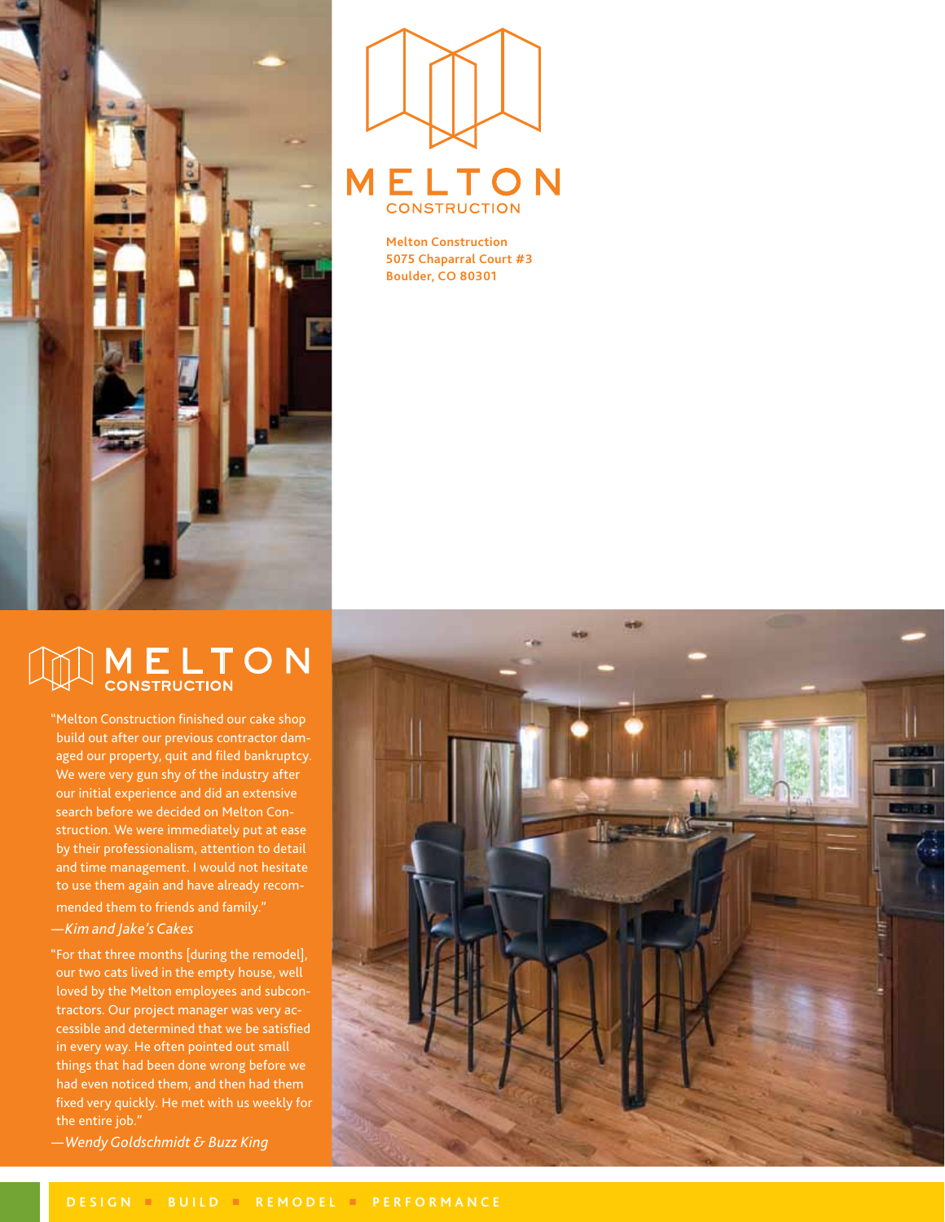# MELTON
CONSTRUCTION

**Melton Construction**
**5075 Chaparral Court #3**
**Boulder, CO 80301**

## MELTON
CONSTRUCTION

"Melton Construction finished our cake shop build out after our previous contractor damaged our property, quit and filed bankruptcy. We were very gun shy of the industry after our initial experience and did an extensive search before we decided on Melton Construction. We were immediately put at ease by their professionalism, attention to detail and time management. I would not hesitate to use them again and have already recommended them to friends and family."

*—Kim and Jake's Cakes*

"For that three months [during the remodel], our two cats lived in the empty house, well loved by the Melton employees and subcontractors. Our project manager was very accessible and determined that we be satisfied in every way. He often pointed out small things that had been done wrong before we had even noticed them, and then had them fixed very quickly. He met with us weekly for the entire job."

*—Wendy Goldschmidt & Buzz King*

DESIGN ■ BUILD ■ REMODEL ■ PERFORMANCE